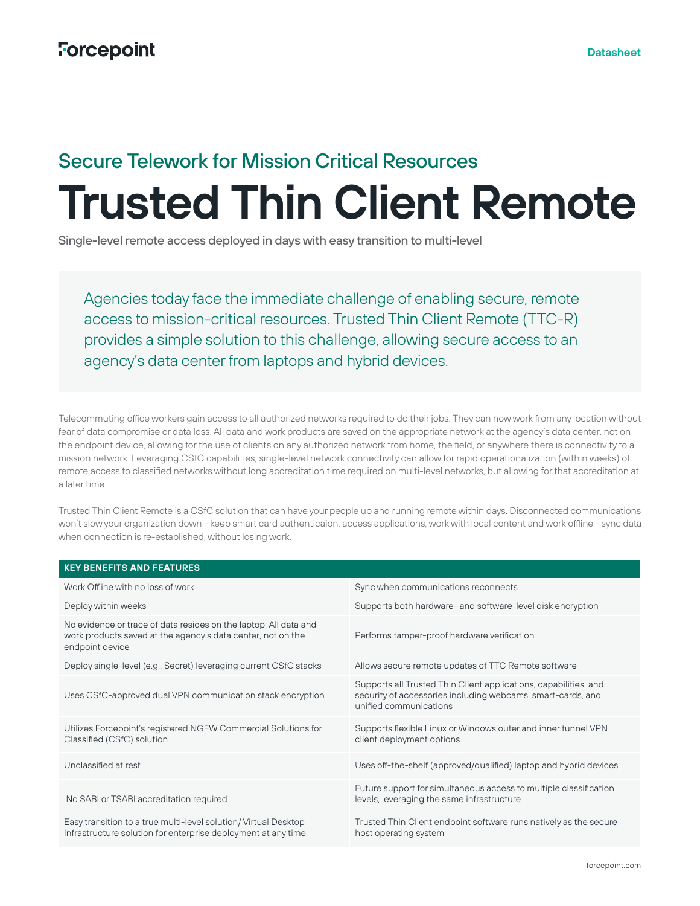Forcepoint

Datasheet

## Secure Telework for Mission Critical Resources

# Trusted Thin Client Remote

**Single-level remote access deployed in days with easy transition to multi-level**

Agencies today face the immediate challenge of enabling secure, remote access to mission-critical resources. Trusted Thin Client Remote (TTC-R) provides a simple solution to this challenge, allowing secure access to an agency's data center from laptops and hybrid devices.

Telecommuting office workers gain access to all authorized networks required to do their jobs. They can now work from any location without fear of data compromise or data loss. All data and work products are saved on the appropriate network at the agency's data center, not on the endpoint device, allowing for the use of clients on any authorized network from home, the field, or anywhere there is connectivity to a mission network. Leveraging CSfC capabilities, single-level network connectivity can allow for rapid operationalization (within weeks) of remote access to classified networks without long accreditation time required on multi-level networks, but allowing for that accreditation at a later time.

Trusted Thin Client Remote is a CSfC solution that can have your people up and running remote within days. Disconnected communications won't slow your organization down - keep smart card authenticaion, access applications, work with local content and work offline - sync data when connection is re-established, without losing work.

| KEY BENEFITS AND FEATURES | |
|---|---|
| Work Offline with no loss of work | Sync when communications reconnects |
| Deploy within weeks | Supports both hardware- and software-level disk encryption |
| No evidence or trace of data resides on the laptop. All data and work products saved at the agency's data center, not on the endpoint device | Performs tamper-proof hardware verification |
| Deploy single-level (e.g., Secret) leveraging current CSfC stacks | Allows secure remote updates of TTC Remote software |
| Uses CSfC-approved dual VPN communication stack encryption | Supports all Trusted Thin Client applications, capabilities, and security of accessories including webcams, smart-cards, and unified communications |
| Utilizes Forcepoint's registered NGFW Commercial Solutions for Classified (CSfC) solution | Supports flexible Linux or Windows outer and inner tunnel VPN client deployment options |
| Unclassified at rest | Uses off-the-shelf (approved/qualified) laptop and hybrid devices |
| No SABI or TSABI accreditation required | Future support for simultaneous access to multiple classification levels, leveraging the same infrastructure |
| Easy transition to a true multi-level solution/ Virtual Desktop Infrastructure solution for enterprise deployment at any time | Trusted Thin Client endpoint software runs natively as the secure host operating system |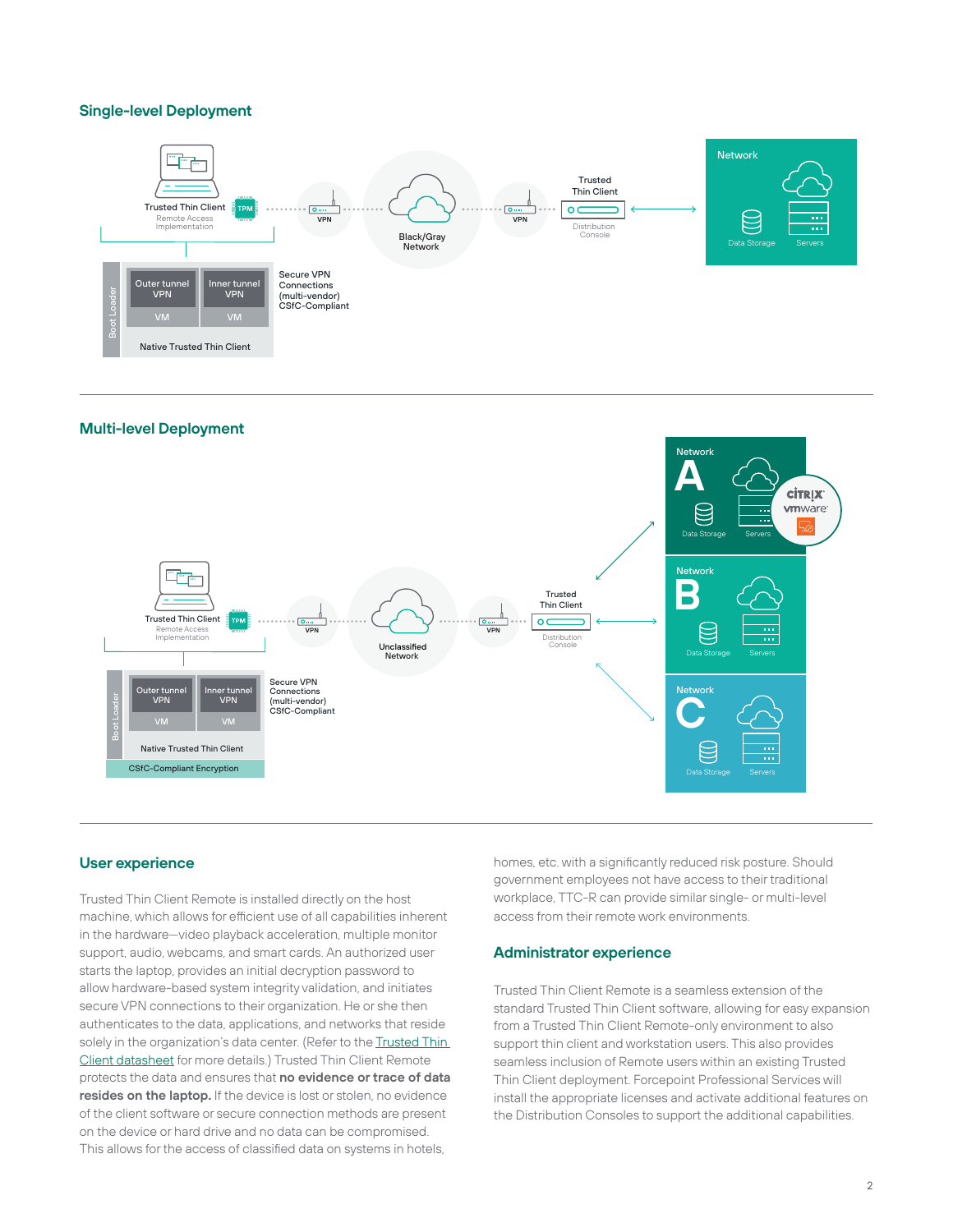## Single-level Deployment

Trusted Thin Client
Remote Access Implementation

TPM

VPN

Black/Gray Network

VPN

Trusted Thin Client

Distribution Console

Network

Data Storage

Servers

Boot Loader

Outer tunnel VPN

Inner tunnel VPN

VM

VM

Native Trusted Thin Client

Secure VPN Connections (multi-vendor) CSfC-Compliant

## Multi-level Deployment

Trusted Thin Client
Remote Access Implementation

TPM

VPN

Unclassified Network

VPN

Trusted Thin Client

Distribution Console

Network A

Data Storage

Servers

citrix

vmware

Network B

Data Storage

Servers

Network C

Data Storage

Servers

Boot Loader

Outer tunnel VPN

Inner tunnel VPN

VM

VM

Native Trusted Thin Client

CSfC-Compliant Encryption

Secure VPN Connections (multi-vendor) CSfC-Compliant

## User experience

Trusted Thin Client Remote is installed directly on the host machine, which allows for efficient use of all capabilities inherent in the hardware—video playback acceleration, multiple monitor support, audio, webcams, and smart cards. An authorized user starts the laptop, provides an initial decryption password to allow hardware-based system integrity validation, and initiates secure VPN connections to their organization. He or she then authenticates to the data, applications, and networks that reside solely in the organization's data center. (Refer to the Trusted Thin Client datasheet for more details.) Trusted Thin Client Remote protects the data and ensures that **no evidence or trace of data resides on the laptop.** If the device is lost or stolen, no evidence of the client software or secure connection methods are present on the device or hard drive and no data can be compromised. This allows for the access of classified data on systems in hotels, homes, etc. with a significantly reduced risk posture. Should government employees not have access to their traditional workplace, TTC-R can provide similar single- or multi-level access from their remote work environments.

## Administrator experience

Trusted Thin Client Remote is a seamless extension of the standard Trusted Thin Client software, allowing for easy expansion from a Trusted Thin Client Remote-only environment to also support thin client and workstation users. This also provides seamless inclusion of Remote users within an existing Trusted Thin Client deployment. Forcepoint Professional Services will install the appropriate licenses and activate additional features on the Distribution Consoles to support the additional capabilities.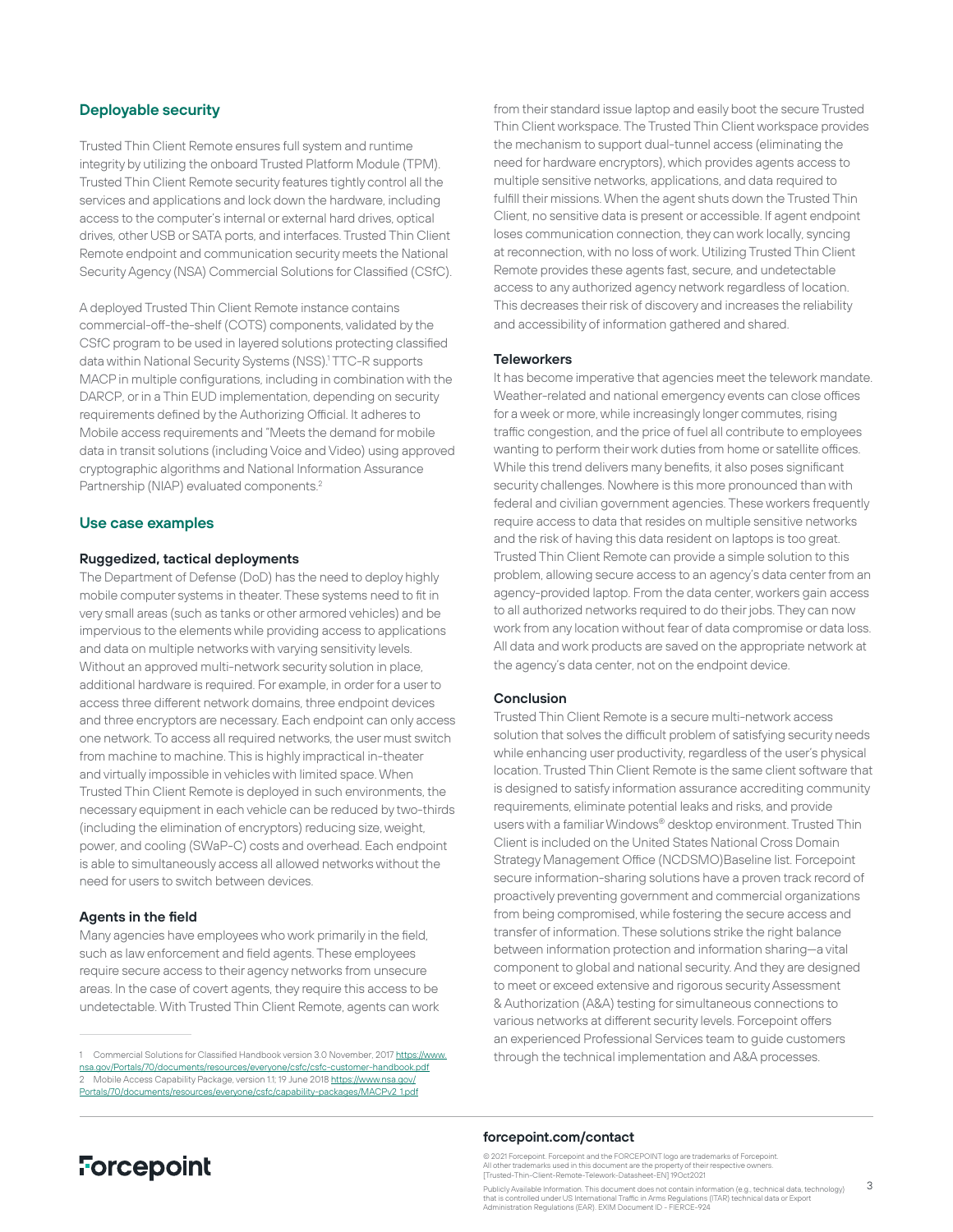## Deployable security

Trusted Thin Client Remote ensures full system and runtime integrity by utilizing the onboard Trusted Platform Module (TPM). Trusted Thin Client Remote security features tightly control all the services and applications and lock down the hardware, including access to the computer's internal or external hard drives, optical drives, other USB or SATA ports, and interfaces. Trusted Thin Client Remote endpoint and communication security meets the National Security Agency (NSA) Commercial Solutions for Classified (CSfC).

A deployed Trusted Thin Client Remote instance contains commercial-off-the-shelf (COTS) components, validated by the CSfC program to be used in layered solutions protecting classified data within National Security Systems (NSS).[1] TTC-R supports MACP in multiple configurations, including in combination with the DARCP, or in a Thin EUD implementation, depending on security requirements defined by the Authorizing Official. It adheres to Mobile access requirements and "Meets the demand for mobile data in transit solutions (including Voice and Video) using approved cryptographic algorithms and National Information Assurance Partnership (NIAP) evaluated components.[2]

## Use case examples

### Ruggedized, tactical deployments

The Department of Defense (DoD) has the need to deploy highly mobile computer systems in theater. These systems need to fit in very small areas (such as tanks or other armored vehicles) and be impervious to the elements while providing access to applications and data on multiple networks with varying sensitivity levels. Without an approved multi-network security solution in place, additional hardware is required. For example, in order for a user to access three different network domains, three endpoint devices and three encryptors are necessary. Each endpoint can only access one network. To access all required networks, the user must switch from machine to machine. This is highly impractical in-theater and virtually impossible in vehicles with limited space. When Trusted Thin Client Remote is deployed in such environments, the necessary equipment in each vehicle can be reduced by two-thirds (including the elimination of encryptors) reducing size, weight, power, and cooling (SWaP-C) costs and overhead. Each endpoint is able to simultaneously access all allowed networks without the need for users to switch between devices.

### Agents in the field

Many agencies have employees who work primarily in the field, such as law enforcement and field agents. These employees require secure access to their agency networks from unsecure areas. In the case of covert agents, they require this access to be undetectable. With Trusted Thin Client Remote, agents can work from their standard issue laptop and easily boot the secure Trusted Thin Client workspace. The Trusted Thin Client workspace provides the mechanism to support dual-tunnel access (eliminating the need for hardware encryptors), which provides agents access to multiple sensitive networks, applications, and data required to fulfill their missions. When the agent shuts down the Trusted Thin Client, no sensitive data is present or accessible. If agent endpoint loses communication connection, they can work locally, syncing at reconnection, with no loss of work. Utilizing Trusted Thin Client Remote provides these agents fast, secure, and undetectable access to any authorized agency network regardless of location. This decreases their risk of discovery and increases the reliability and accessibility of information gathered and shared.

### Teleworkers

It has become imperative that agencies meet the telework mandate. Weather-related and national emergency events can close offices for a week or more, while increasingly longer commutes, rising traffic congestion, and the price of fuel all contribute to employees wanting to perform their work duties from home or satellite offices. While this trend delivers many benefits, it also poses significant security challenges. Nowhere is this more pronounced than with federal and civilian government agencies. These workers frequently require access to data that resides on multiple sensitive networks and the risk of having this data resident on laptops is too great. Trusted Thin Client Remote can provide a simple solution to this problem, allowing secure access to an agency's data center from an agency-provided laptop. From the data center, workers gain access to all authorized networks required to do their jobs. They can now work from any location without fear of data compromise or data loss. All data and work products are saved on the appropriate network at the agency's data center, not on the endpoint device.

### Conclusion

Trusted Thin Client Remote is a secure multi-network access solution that solves the difficult problem of satisfying security needs while enhancing user productivity, regardless of the user's physical location. Trusted Thin Client Remote is the same client software that is designed to satisfy information assurance accrediting community requirements, eliminate potential leaks and risks, and provide users with a familiar Windows® desktop environment. Trusted Thin Client is included on the United States National Cross Domain Strategy Management Office (NCDSMO)Baseline list. Forcepoint secure information-sharing solutions have a proven track record of proactively preventing government and commercial organizations from being compromised, while fostering the secure access and transfer of information. These solutions strike the right balance between information protection and information sharing—a vital component to global and national security. And they are designed to meet or exceed extensive and rigorous security Assessment & Authorization (A&A) testing for simultaneous connections to various networks at different security levels. Forcepoint offers an experienced Professional Services team to guide customers through the technical implementation and A&A processes.

---

1 Commercial Solutions for Classified Handbook version 3.0 November, 2017 https://www.nsa.gov/Portals/70/documents/resources/everyone/csfc/csfc-customer-handbook.pdf

2 Mobile Access Capability Package, version 1.1; 19 June 2018 https://www.nsa.gov/Portals/70/documents/resources/everyone/csfc/capability-packages/MACPv2_1.pdf

Forcepoint

**forcepoint.com/contact**

© 2021 Forcepoint. Forcepoint and the FORCEPOINT logo are trademarks of Forcepoint. All other trademarks used in this document are the property of their respective owners. [Trusted-Thin-Client-Remote-Telework-Datasheet-EN] 19Oct2021

Publicly Available Information. This document does not contain information (e.g., technical data, technology) that is controlled under US International Traffic in Arms Regulations (ITAR) technical data or Export Administration Regulations (EAR). EXIM Document ID - FIERCE-924